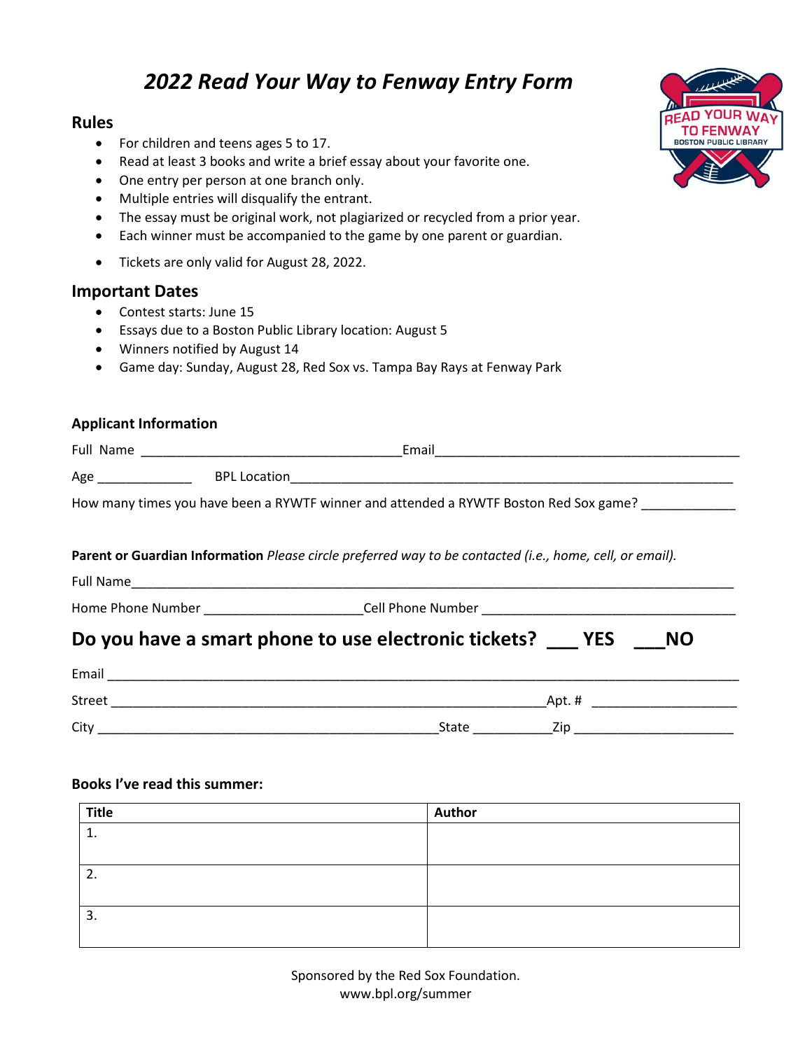# *2022 Read Your Way to Fenway Entry Form*

## Rules

- For children and teens ages 5 to 17.
- Read at least 3 books and write a brief essay about your favorite one.
- One entry per person at one branch only.
- Multiple entries will disqualify the entrant.
- The essay must be original work, not plagiarized or recycled from a prior year.
- Each winner must be accompanied to the game by one parent or guardian.
- Tickets are only valid for August 28, 2022.

## Important Dates

- Contest starts: June 15
- Essays due to a Boston Public Library location: August 5
- Winners notified by August 14
- Game day: Sunday, August 28, Red Sox vs. Tampa Bay Rays at Fenway Park

### Applicant Information

Full Name ___________________________________ Email __________________________________________

Age _____________ BPL Location _______________________________________________________________

How many times you have been a RYWTF winner and attended a RYWTF Boston Red Sox game? _____________

**Parent or Guardian Information** *Please circle preferred way to be contacted (i.e., home, cell, or email).*

Full Name ___________________________________________________________________________________

Home Phone Number _____________________ Cell Phone Number ___________________________________

## Do you have a smart phone to use electronic tickets? ___ YES ___NO

Email _______________________________________________________________________________________

Street _____________________________________________________________ Apt. # ___________________

City _______________________________________________ State ___________ Zip _____________________

### Books I've read this summer:

| Title | Author |
|---|---|
| 1. | |
| 2. | |
| 3. | |

Sponsored by the Red Sox Foundation.
www.bpl.org/summer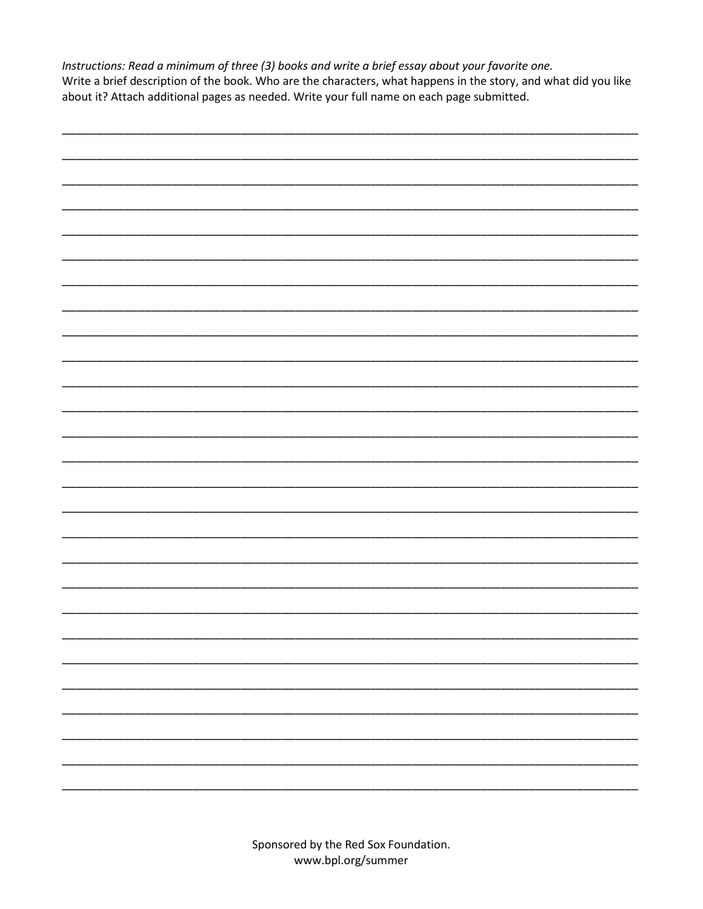*Instructions: Read a minimum of three (3) books and write a brief essay about your favorite one.*
Write a brief description of the book. Who are the characters, what happens in the story, and what did you like about it? Attach additional pages as needed. Write your full name on each page submitted.

____________________________________________________________________________________________

____________________________________________________________________________________________

____________________________________________________________________________________________

____________________________________________________________________________________________

____________________________________________________________________________________________

____________________________________________________________________________________________

____________________________________________________________________________________________

____________________________________________________________________________________________

____________________________________________________________________________________________

____________________________________________________________________________________________

____________________________________________________________________________________________

____________________________________________________________________________________________

____________________________________________________________________________________________

____________________________________________________________________________________________

____________________________________________________________________________________________

____________________________________________________________________________________________

____________________________________________________________________________________________

____________________________________________________________________________________________

____________________________________________________________________________________________

____________________________________________________________________________________________

____________________________________________________________________________________________

____________________________________________________________________________________________

____________________________________________________________________________________________

____________________________________________________________________________________________

____________________________________________________________________________________________

____________________________________________________________________________________________

____________________________________________________________________________________________

Sponsored by the Red Sox Foundation.
www.bpl.org/summer